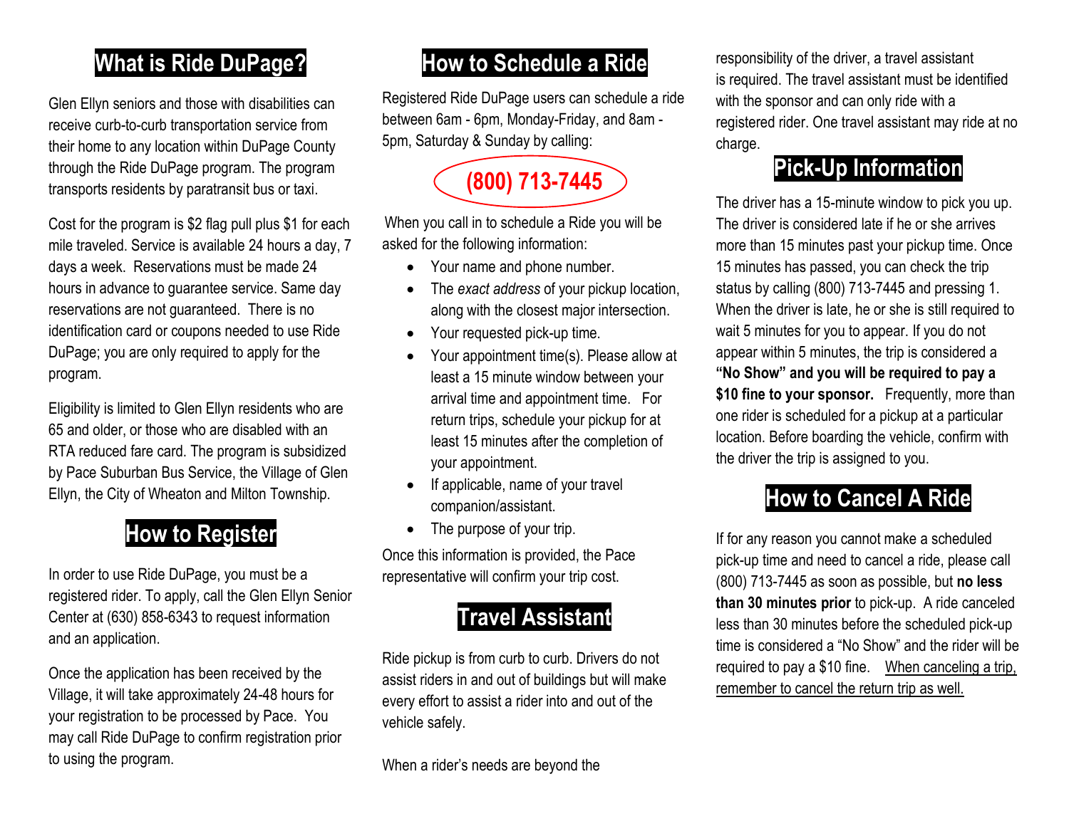## What is Ride DuPage?

Glen Ellyn seniors and those with disabilities can receive curb-to-curb transportation service from their home to any location within DuPage County through the Ride DuPage program. The program transports residents by paratransit bus or taxi.

Cost for the program is $2 flag pull plus $1 for each mile traveled. Service is available 24 hours a day, 7 days a week. Reservations must be made 24 hours in advance to guarantee service. Same day reservations are not guaranteed. There is no identification card or coupons needed to use Ride DuPage; you are only required to apply for the program.

Eligibility is limited to Glen Ellyn residents who are 65 and older, or those who are disabled with an RTA reduced fare card. The program is subsidized by Pace Suburban Bus Service, the Village of Glen Ellyn, the City of Wheaton and Milton Township.

## How to Register

In order to use Ride DuPage, you must be a registered rider. To apply, call the Glen Ellyn Senior Center at (630) 858-6343 to request information and an application.

Once the application has been received by the Village, it will take approximately 24-48 hours for your registration to be processed by Pace. You may call Ride DuPage to confirm registration prior to using the program.

## How to Schedule a Ride

Registered Ride DuPage users can schedule a ride between 6am - 6pm, Monday-Friday, and 8am - 5pm, Saturday & Sunday by calling:

**(800) 713-7445**

When you call in to schedule a Ride you will be asked for the following information:

- Your name and phone number.
- The *exact address* of your pickup location, along with the closest major intersection.
- Your requested pick-up time.
- Your appointment time(s). Please allow at least a 15 minute window between your arrival time and appointment time. For return trips, schedule your pickup for at least 15 minutes after the completion of your appointment.
- If applicable, name of your travel companion/assistant.
- The purpose of your trip.

Once this information is provided, the Pace representative will confirm your trip cost.

## Travel Assistant

Ride pickup is from curb to curb. Drivers do not assist riders in and out of buildings but will make every effort to assist a rider into and out of the vehicle safely.

When a rider's needs are beyond the responsibility of the driver, a travel assistant is required. The travel assistant must be identified with the sponsor and can only ride with a registered rider. One travel assistant may ride at no charge.

## Pick-Up Information

The driver has a 15-minute window to pick you up. The driver is considered late if he or she arrives more than 15 minutes past your pickup time. Once 15 minutes has passed, you can check the trip status by calling (800) 713-7445 and pressing 1. When the driver is late, he or she is still required to wait 5 minutes for you to appear. If you do not appear within 5 minutes, the trip is considered a **"No Show" and you will be required to pay a $10 fine to your sponsor.** Frequently, more than one rider is scheduled for a pickup at a particular location. Before boarding the vehicle, confirm with the driver the trip is assigned to you.

## How to Cancel A Ride

If for any reason you cannot make a scheduled pick-up time and need to cancel a ride, please call (800) 713-7445 as soon as possible, but **no less than 30 minutes prior** to pick-up. A ride canceled less than 30 minutes before the scheduled pick-up time is considered a "No Show" and the rider will be required to pay a $10 fine. When canceling a trip, remember to cancel the return trip as well.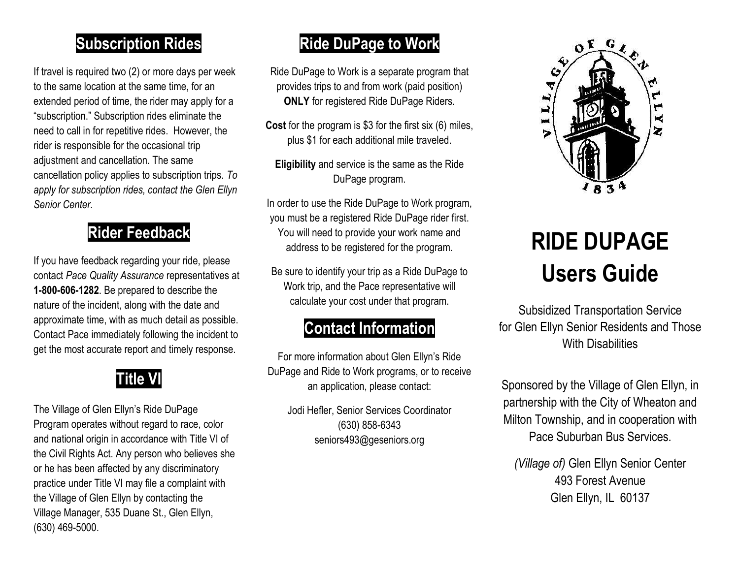## Subscription Rides

If travel is required two (2) or more days per week to the same location at the same time, for an extended period of time, the rider may apply for a "subscription." Subscription rides eliminate the need to call in for repetitive rides. However, the rider is responsible for the occasional trip adjustment and cancellation. The same cancellation policy applies to subscription trips. *To apply for subscription rides, contact the Glen Ellyn Senior Center.*

## Rider Feedback

If you have feedback regarding your ride, please contact *Pace Quality Assurance* representatives at **1-800-606-1282**. Be prepared to describe the nature of the incident, along with the date and approximate time, with as much detail as possible. Contact Pace immediately following the incident to get the most accurate report and timely response.

## Title VI

The Village of Glen Ellyn's Ride DuPage Program operates without regard to race, color and national origin in accordance with Title VI of the Civil Rights Act. Any person who believes she or he has been affected by any discriminatory practice under Title VI may file a complaint with the Village of Glen Ellyn by contacting the Village Manager, 535 Duane St., Glen Ellyn, (630) 469-5000.

## Ride DuPage to Work

Ride DuPage to Work is a separate program that provides trips to and from work (paid position) **ONLY** for registered Ride DuPage Riders.

**Cost** for the program is $3 for the first six (6) miles, plus $1 for each additional mile traveled.

**Eligibility** and service is the same as the Ride DuPage program.

In order to use the Ride DuPage to Work program, you must be a registered Ride DuPage rider first. You will need to provide your work name and address to be registered for the program.

Be sure to identify your trip as a Ride DuPage to Work trip, and the Pace representative will calculate your cost under that program.

## Contact Information

For more information about Glen Ellyn's Ride DuPage and Ride to Work programs, or to receive an application, please contact:

Jodi Hefler, Senior Services Coordinator
(630) 858-6343
seniors493@geseniors.org

VILLAGE OF GLEN ELLYN
1834

# RIDE DUPAGE Users Guide

Subsidized Transportation Service for Glen Ellyn Senior Residents and Those With Disabilities

Sponsored by the Village of Glen Ellyn, in partnership with the City of Wheaton and Milton Township, and in cooperation with Pace Suburban Bus Services.

*(Village of)* Glen Ellyn Senior Center
493 Forest Avenue
Glen Ellyn, IL 60137